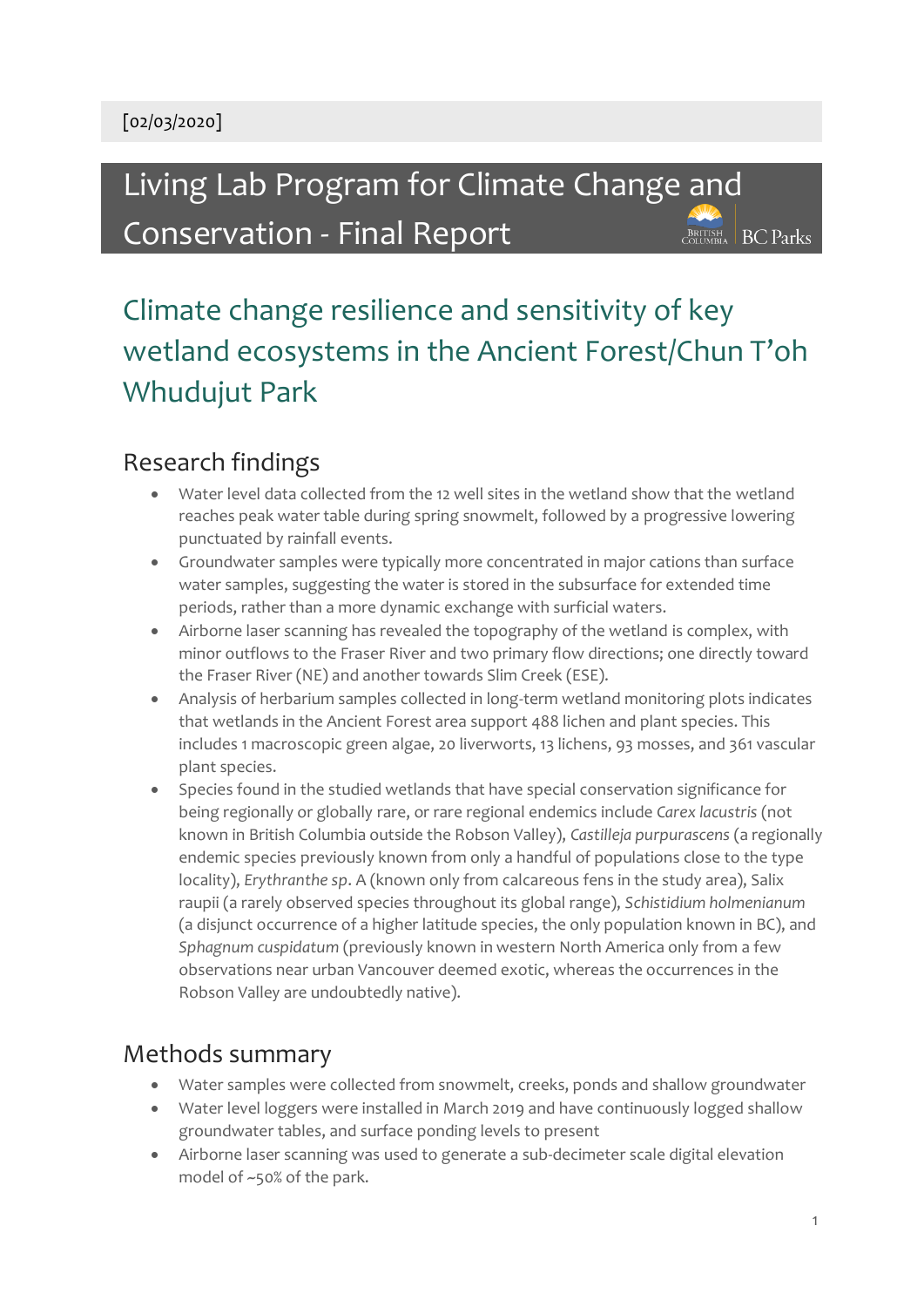[02/03/2020]

# Living Lab Program for Climate Change and Conservation - Final Report

## Climate change resilience and sensitivity of key wetland ecosystems in the Ancient Forest/Chun T'oh Whudujut Park

### Research findings

- Water level data collected from the 12 well sites in the wetland show that the wetland reaches peak water table during spring snowmelt, followed by a progressive lowering punctuated by rainfall events.
- Groundwater samples were typically more concentrated in major cations than surface water samples, suggesting the water is stored in the subsurface for extended time periods, rather than a more dynamic exchange with surficial waters.
- Airborne laser scanning has revealed the topography of the wetland is complex, with minor outflows to the Fraser River and two primary flow directions; one directly toward the Fraser River (NE) and another towards Slim Creek (ESE).
- Analysis of herbarium samples collected in long-term wetland monitoring plots indicates that wetlands in the Ancient Forest area support 488 lichen and plant species. This includes 1 macroscopic green algae, 20 liverworts, 13 lichens, 93 mosses, and 361 vascular plant species.
- Species found in the studied wetlands that have special conservation significance for being regionally or globally rare, or rare regional endemics include *Carex lacustris* (not known in British Columbia outside the Robson Valley), *Castilleja purpurascens* (a regionally endemic species previously known from only a handful of populations close to the type locality), *Erythranthe sp*. A (known only from calcareous fens in the study area), Salix raupii (a rarely observed species throughout its global range), *Schistidium holmenianum* (a disjunct occurrence of a higher latitude species, the only population known in BC), and *Sphagnum cuspidatum* (previously known in western North America only from a few observations near urban Vancouver deemed exotic, whereas the occurrences in the Robson Valley are undoubtedly native).

### Methods summary

- Water samples were collected from snowmelt, creeks, ponds and shallow groundwater
- Water level loggers were installed in March 2019 and have continuously logged shallow groundwater tables, and surface ponding levels to present
- Airborne laser scanning was used to generate a sub-decimeter scale digital elevation model of ~50% of the park.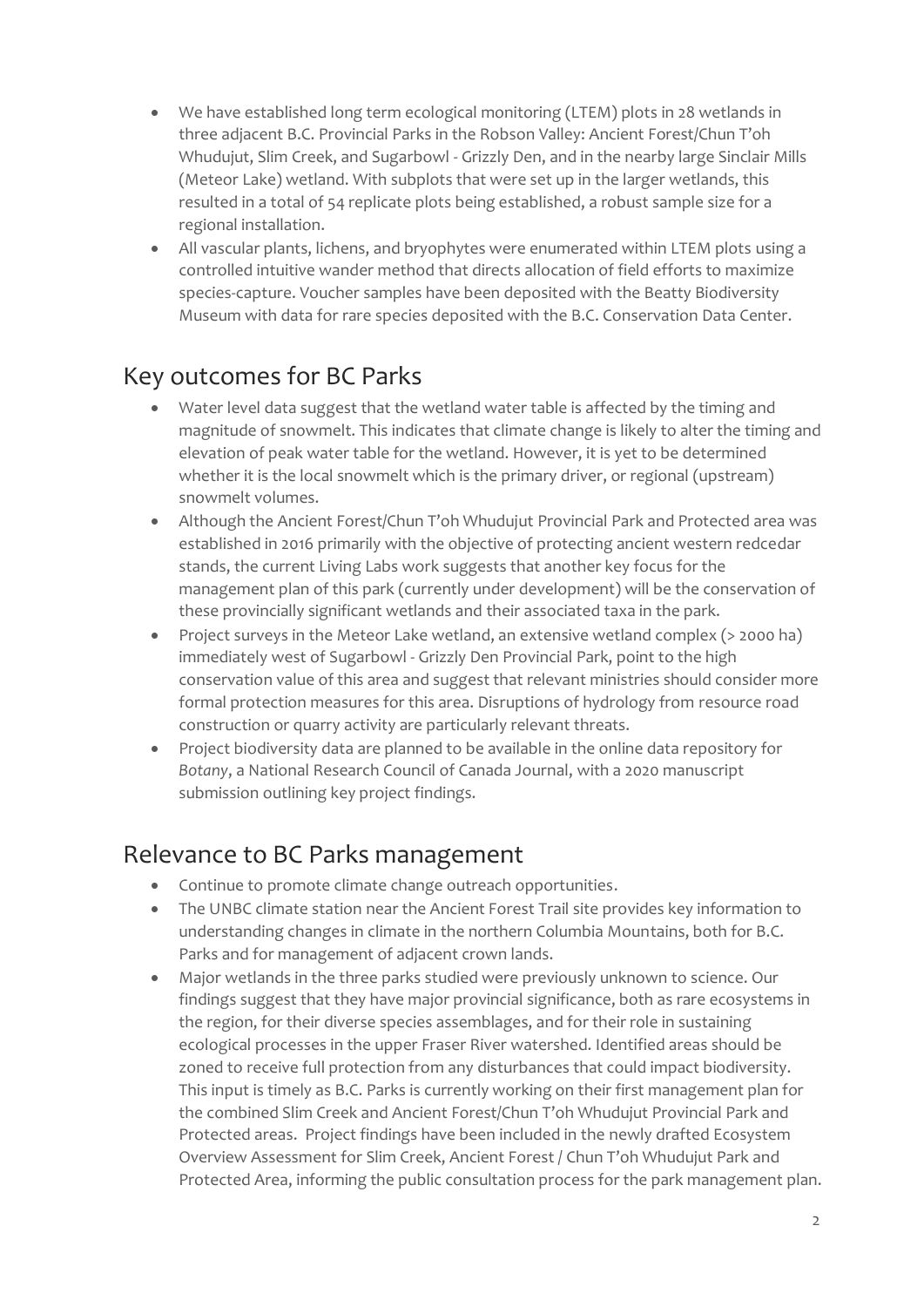- We have established long term ecological monitoring (LTEM) plots in 28 wetlands in three adjacent B.C. Provincial Parks in the Robson Valley: Ancient Forest/Chun T'oh Whudujut, Slim Creek, and Sugarbowl - Grizzly Den, and in the nearby large Sinclair Mills (Meteor Lake) wetland. With subplots that were set up in the larger wetlands, this resulted in a total of 54 replicate plots being established, a robust sample size for a regional installation.
- All vascular plants, lichens, and bryophytes were enumerated within LTEM plots using a controlled intuitive wander method that directs allocation of field efforts to maximize species-capture. Voucher samples have been deposited with the Beatty Biodiversity Museum with data for rare species deposited with the B.C. Conservation Data Center.

## Key outcomes for BC Parks

- Water level data suggest that the wetland water table is affected by the timing and magnitude of snowmelt. This indicates that climate change is likely to alter the timing and elevation of peak water table for the wetland. However, it is yet to be determined whether it is the local snowmelt which is the primary driver, or regional (upstream) snowmelt volumes.
- Although the Ancient Forest/Chun T'oh Whudujut Provincial Park and Protected area was established in 2016 primarily with the objective of protecting ancient western redcedar stands, the current Living Labs work suggests that another key focus for the management plan of this park (currently under development) will be the conservation of these provincially significant wetlands and their associated taxa in the park.
- Project surveys in the Meteor Lake wetland, an extensive wetland complex (> 2000 ha) immediately west of Sugarbowl - Grizzly Den Provincial Park, point to the high conservation value of this area and suggest that relevant ministries should consider more formal protection measures for this area. Disruptions of hydrology from resource road construction or quarry activity are particularly relevant threats.
- Project biodiversity data are planned to be available in the online data repository for *Botany*, a National Research Council of Canada Journal, with a 2020 manuscript submission outlining key project findings.

## Relevance to BC Parks management

- Continue to promote climate change outreach opportunities.
- The UNBC climate station near the Ancient Forest Trail site provides key information to understanding changes in climate in the northern Columbia Mountains, both for B.C. Parks and for management of adjacent crown lands.
- Major wetlands in the three parks studied were previously unknown to science. Our findings suggest that they have major provincial significance, both as rare ecosystems in the region, for their diverse species assemblages, and for their role in sustaining ecological processes in the upper Fraser River watershed. Identified areas should be zoned to receive full protection from any disturbances that could impact biodiversity. This input is timely as B.C. Parks is currently working on their first management plan for the combined Slim Creek and Ancient Forest/Chun T'oh Whudujut Provincial Park and Protected areas. Project findings have been included in the newly drafted Ecosystem Overview Assessment for Slim Creek, Ancient Forest / Chun T'oh Whudujut Park and Protected Area, informing the public consultation process for the park management plan.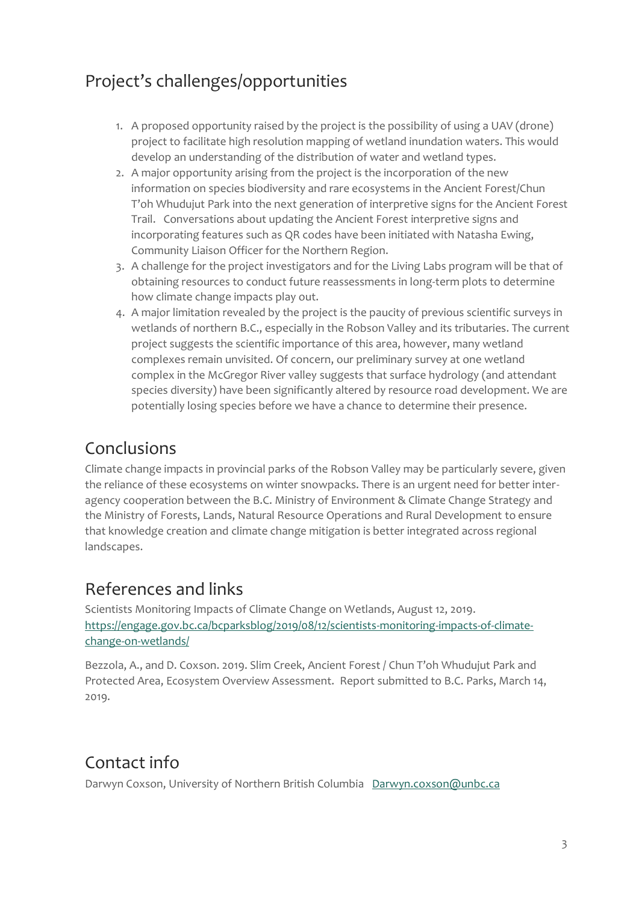## Project's challenges/opportunities

1. A proposed opportunity raised by the project is the possibility of using a UAV (drone) project to facilitate high resolution mapping of wetland inundation waters. This would develop an understanding of the distribution of water and wetland types.
2. A major opportunity arising from the project is the incorporation of the new information on species biodiversity and rare ecosystems in the Ancient Forest/Chun T'oh Whudujut Park into the next generation of interpretive signs for the Ancient Forest Trail. Conversations about updating the Ancient Forest interpretive signs and incorporating features such as QR codes have been initiated with Natasha Ewing, Community Liaison Officer for the Northern Region.
3. A challenge for the project investigators and for the Living Labs program will be that of obtaining resources to conduct future reassessments in long-term plots to determine how climate change impacts play out.
4. A major limitation revealed by the project is the paucity of previous scientific surveys in wetlands of northern B.C., especially in the Robson Valley and its tributaries. The current project suggests the scientific importance of this area, however, many wetland complexes remain unvisited. Of concern, our preliminary survey at one wetland complex in the McGregor River valley suggests that surface hydrology (and attendant species diversity) have been significantly altered by resource road development. We are potentially losing species before we have a chance to determine their presence.

## Conclusions

Climate change impacts in provincial parks of the Robson Valley may be particularly severe, given the reliance of these ecosystems on winter snowpacks. There is an urgent need for better inter-agency cooperation between the B.C. Ministry of Environment & Climate Change Strategy and the Ministry of Forests, Lands, Natural Resource Operations and Rural Development to ensure that knowledge creation and climate change mitigation is better integrated across regional landscapes.

## References and links

Scientists Monitoring Impacts of Climate Change on Wetlands, August 12, 2019. https://engage.gov.bc.ca/bcparksblog/2019/08/12/scientists-monitoring-impacts-of-climate-change-on-wetlands/

Bezzola, A., and D. Coxson. 2019. Slim Creek, Ancient Forest / Chun T'oh Whudujut Park and Protected Area, Ecosystem Overview Assessment. Report submitted to B.C. Parks, March 14, 2019.

## Contact info

Darwyn Coxson, University of Northern British Columbia Darwyn.coxson@unbc.ca